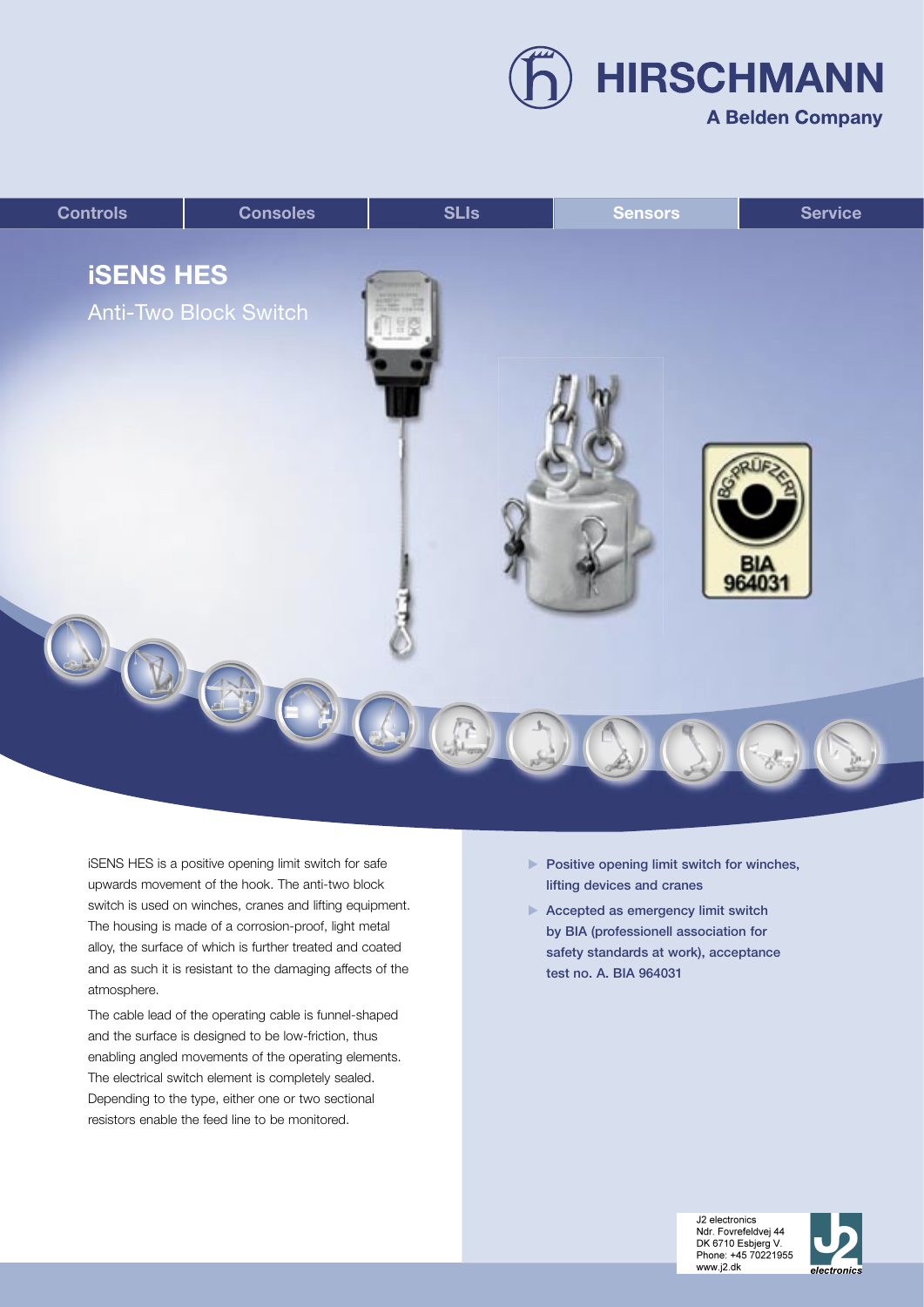HIRSCHMANN

A Belden Company

Controls | Consoles | SLIs | Sensors | Service

# iSENS HES

## Anti-Two Block Switch

BIA 964031

iSENS HES is a positive opening limit switch for safe upwards movement of the hook. The anti-two block switch is used on winches, cranes and lifting equipment. The housing is made of a corrosion-proof, light metal alloy, the surface of which is further treated and coated and as such it is resistant to the damaging affects of the atmosphere.

The cable lead of the operating cable is funnel-shaped and the surface is designed to be low-friction, thus enabling angled movements of the operating elements. The electrical switch element is completely sealed. Depending to the type, either one or two sectional resistors enable the feed line to be monitored.

- **Positive opening limit switch for winches, lifting devices and cranes**
- **Accepted as emergency limit switch by BIA (professionell association for safety standards at work), acceptance test no. A. BIA 964031**

J2 electronics
Ndr. Fovrefeldvej 44
DK 6710 Esbjerg V.
Phone: +45 70221955
www.j2.dk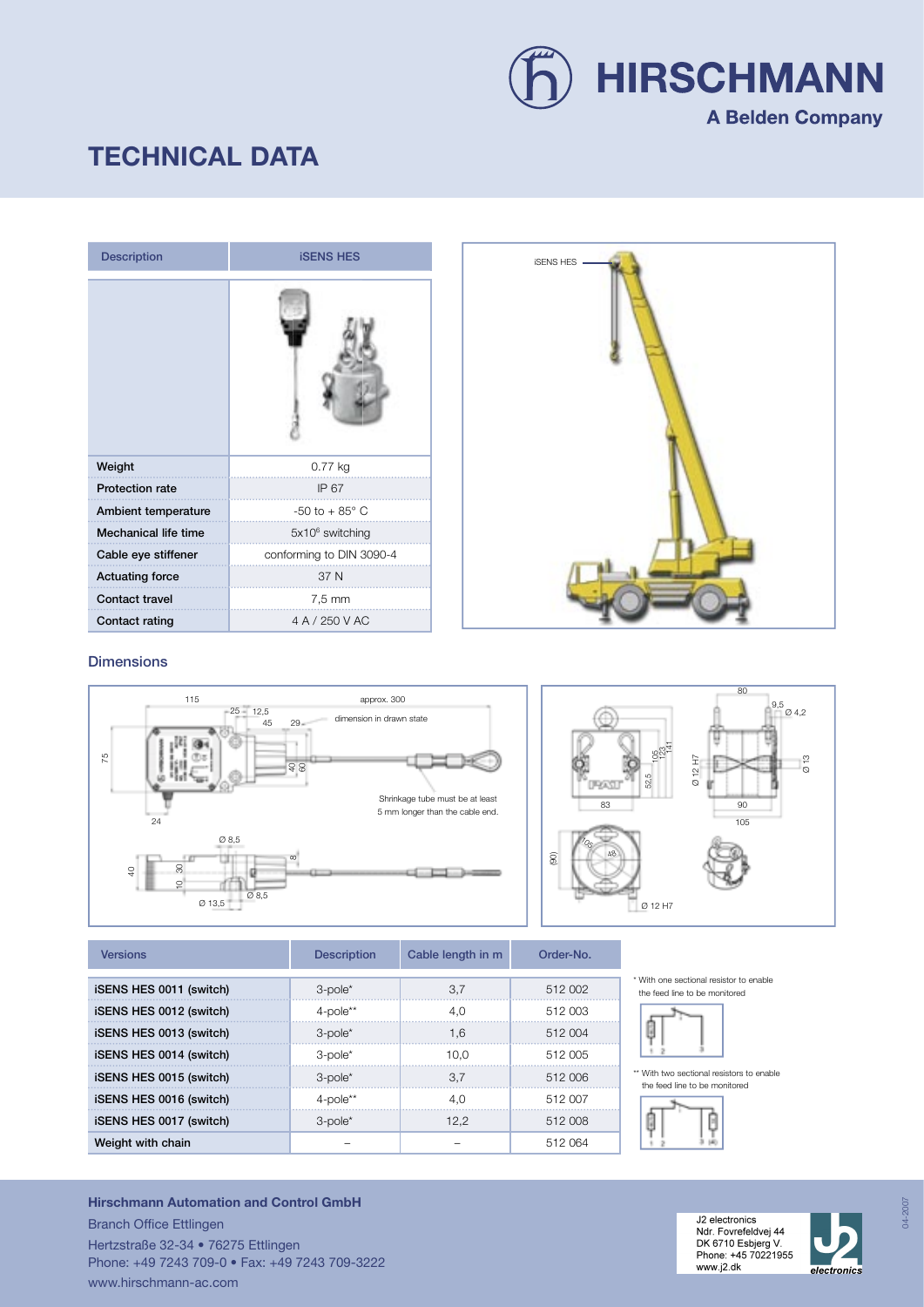# TECHNICAL DATA

| Description | iSENS HES |
|---|---|
| Weight | 0.77 kg |
| Protection rate | IP 67 |
| Ambient temperature | -50 to + 85° C |
| Mechanical life time | $5x10^6$ switching |
| Cable eye stiffener | conforming to DIN 3090-4 |
| Actuating force | 37 N |
| Contact travel | 7,5 mm |
| Contact rating | 4 A / 250 V AC |

iSENS HES

## Dimensions

115
25
12,5
45
29
approx. 300
dimension in drawn state
75
40
60
24
Shrinkage tube must be at least 5 mm longer than the cable end.
Ø 8,5
8
40
30
10
Ø 13,5
Ø 8,5

80
9,5
Ø 4,2
105
123
141
52,5
Ø 12 H7
Ø 13
83
90
105
(90)
105
48
Ø 12 H7

| Versions | Description | Cable length in m | Order-No. |
|---|---|---|---|
| iSENS HES 0011 (switch) | 3-pole* | 3,7 | 512 002 |
| iSENS HES 0012 (switch) | 4-pole** | 4,0 | 512 003 |
| iSENS HES 0013 (switch) | 3-pole* | 1,6 | 512 004 |
| iSENS HES 0014 (switch) | 3-pole* | 10,0 | 512 005 |
| iSENS HES 0015 (switch) | 3-pole* | 3,7 | 512 006 |
| iSENS HES 0016 (switch) | 4-pole** | 4,0 | 512 007 |
| iSENS HES 0017 (switch) | 3-pole* | 12,2 | 512 008 |
| Weight with chain | – | – | 512 064 |

\* With one sectional resistor to enable the feed line to be monitored

\*\* With two sectional resistors to enable the feed line to be monitored

**Hirschmann Automation and Control GmbH**

Branch Office Ettlingen
Hertzstraße 32-34 • 76275 Ettlingen
Phone: +49 7243 709-0 • Fax: +49 7243 709-3222
www.hirschmann-ac.com

J2 electronics
Ndr. Fovrefeldvej 44
DK 6710 Esbjerg V.
Phone: +45 70221955
www.j2.dk

04-2007